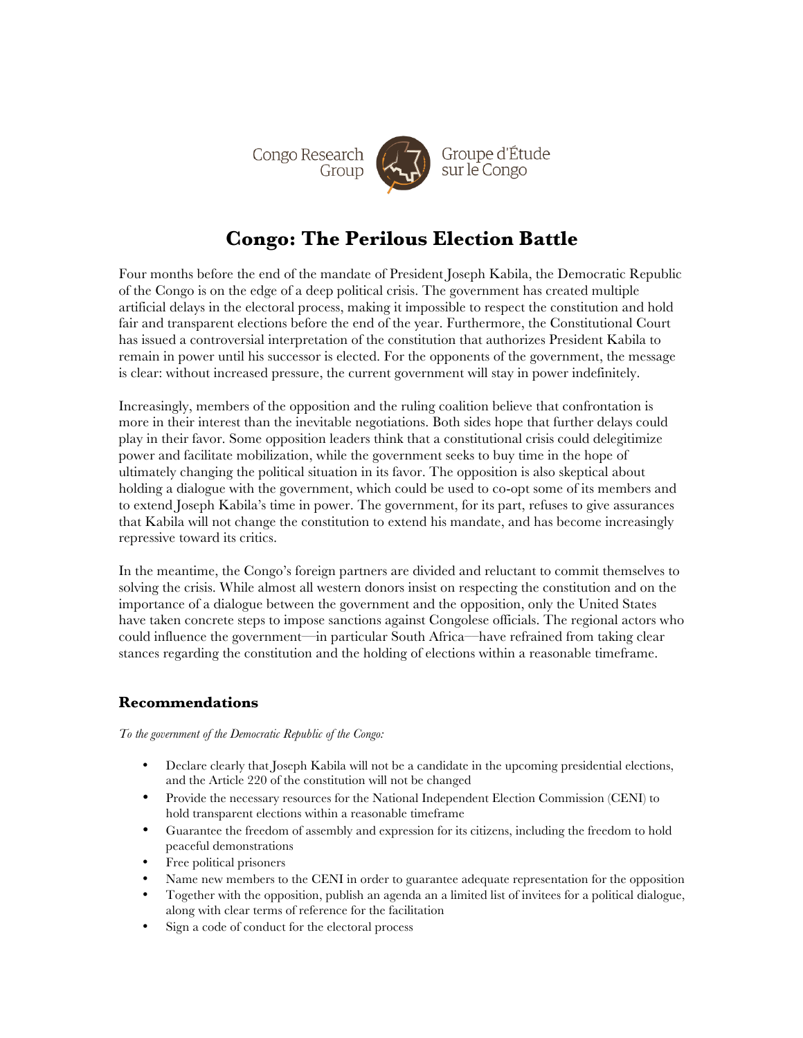Congo Research Group | Groupe d'Étude sur le Congo

# Congo: The Perilous Election Battle

Four months before the end of the mandate of President Joseph Kabila, the Democratic Republic of the Congo is on the edge of a deep political crisis. The government has created multiple artificial delays in the electoral process, making it impossible to respect the constitution and hold fair and transparent elections before the end of the year. Furthermore, the Constitutional Court has issued a controversial interpretation of the constitution that authorizes President Kabila to remain in power until his successor is elected. For the opponents of the government, the message is clear: without increased pressure, the current government will stay in power indefinitely.

Increasingly, members of the opposition and the ruling coalition believe that confrontation is more in their interest than the inevitable negotiations. Both sides hope that further delays could play in their favor. Some opposition leaders think that a constitutional crisis could delegitimize power and facilitate mobilization, while the government seeks to buy time in the hope of ultimately changing the political situation in its favor. The opposition is also skeptical about holding a dialogue with the government, which could be used to co-opt some of its members and to extend Joseph Kabila's time in power. The government, for its part, refuses to give assurances that Kabila will not change the constitution to extend his mandate, and has become increasingly repressive toward its critics.

In the meantime, the Congo's foreign partners are divided and reluctant to commit themselves to solving the crisis. While almost all western donors insist on respecting the constitution and on the importance of a dialogue between the government and the opposition, only the United States have taken concrete steps to impose sanctions against Congolese officials. The regional actors who could influence the government—in particular South Africa—have refrained from taking clear stances regarding the constitution and the holding of elections within a reasonable timeframe.

## Recommendations

*To the government of the Democratic Republic of the Congo:*

- Declare clearly that Joseph Kabila will not be a candidate in the upcoming presidential elections, and the Article 220 of the constitution will not be changed
- Provide the necessary resources for the National Independent Election Commission (CENI) to hold transparent elections within a reasonable timeframe
- Guarantee the freedom of assembly and expression for its citizens, including the freedom to hold peaceful demonstrations
- Free political prisoners
- Name new members to the CENI in order to guarantee adequate representation for the opposition
- Together with the opposition, publish an agenda an a limited list of invitees for a political dialogue, along with clear terms of reference for the facilitation
- Sign a code of conduct for the electoral process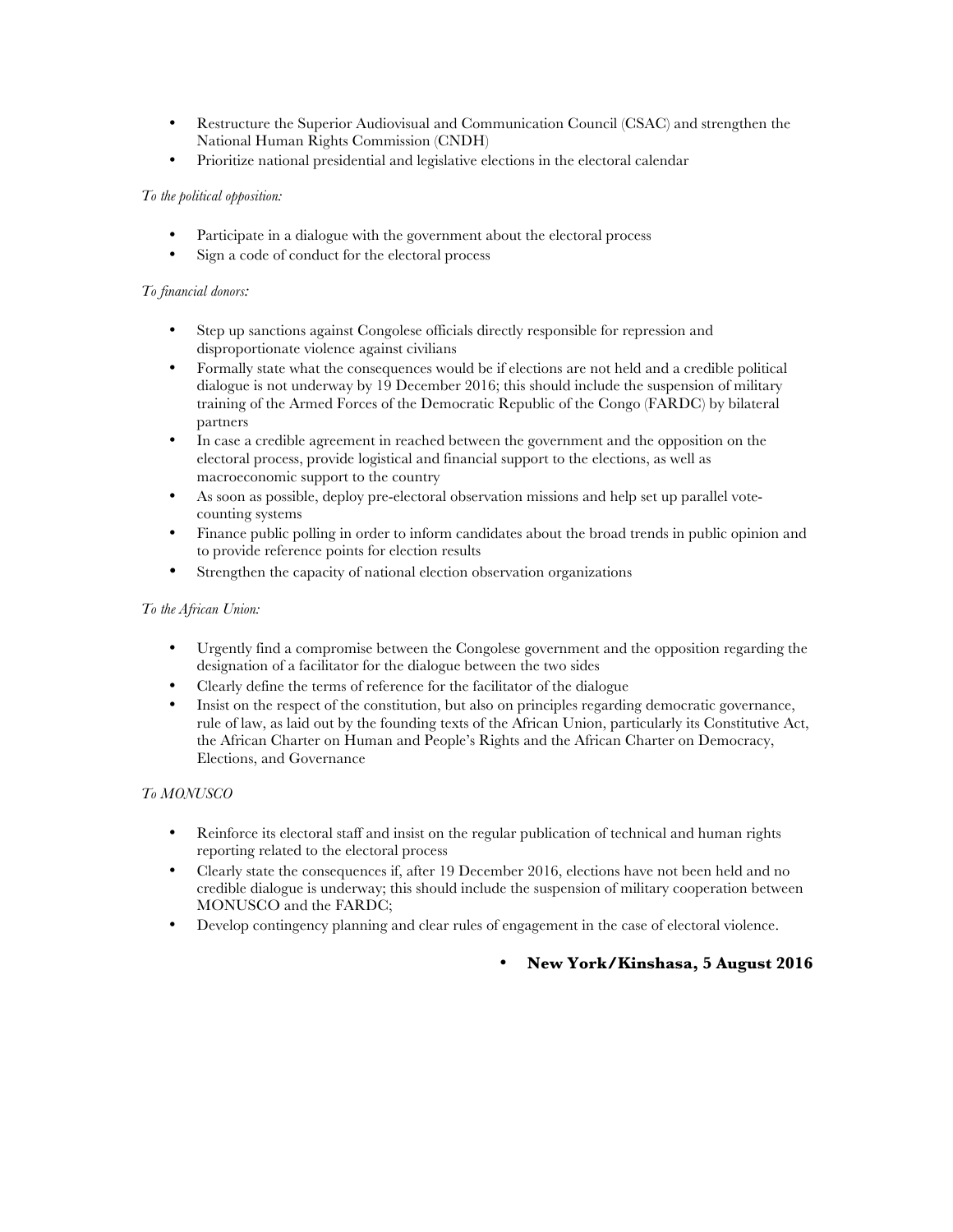- Restructure the Superior Audiovisual and Communication Council (CSAC) and strengthen the National Human Rights Commission (CNDH)
- Prioritize national presidential and legislative elections in the electoral calendar

*To the political opposition:*

- Participate in a dialogue with the government about the electoral process
- Sign a code of conduct for the electoral process

*To financial donors:*

- Step up sanctions against Congolese officials directly responsible for repression and disproportionate violence against civilians
- Formally state what the consequences would be if elections are not held and a credible political dialogue is not underway by 19 December 2016; this should include the suspension of military training of the Armed Forces of the Democratic Republic of the Congo (FARDC) by bilateral partners
- In case a credible agreement in reached between the government and the opposition on the electoral process, provide logistical and financial support to the elections, as well as macroeconomic support to the country
- As soon as possible, deploy pre-electoral observation missions and help set up parallel vote-counting systems
- Finance public polling in order to inform candidates about the broad trends in public opinion and to provide reference points for election results
- Strengthen the capacity of national election observation organizations

*To the African Union:*

- Urgently find a compromise between the Congolese government and the opposition regarding the designation of a facilitator for the dialogue between the two sides
- Clearly define the terms of reference for the facilitator of the dialogue
- Insist on the respect of the constitution, but also on principles regarding democratic governance, rule of law, as laid out by the founding texts of the African Union, particularly its Constitutive Act, the African Charter on Human and People's Rights and the African Charter on Democracy, Elections, and Governance

*To MONUSCO*

- Reinforce its electoral staff and insist on the regular publication of technical and human rights reporting related to the electoral process
- Clearly state the consequences if, after 19 December 2016, elections have not been held and no credible dialogue is underway; this should include the suspension of military cooperation between MONUSCO and the FARDC;
- Develop contingency planning and clear rules of engagement in the case of electoral violence.

- **New York/Kinshasa, 5 August 2016**